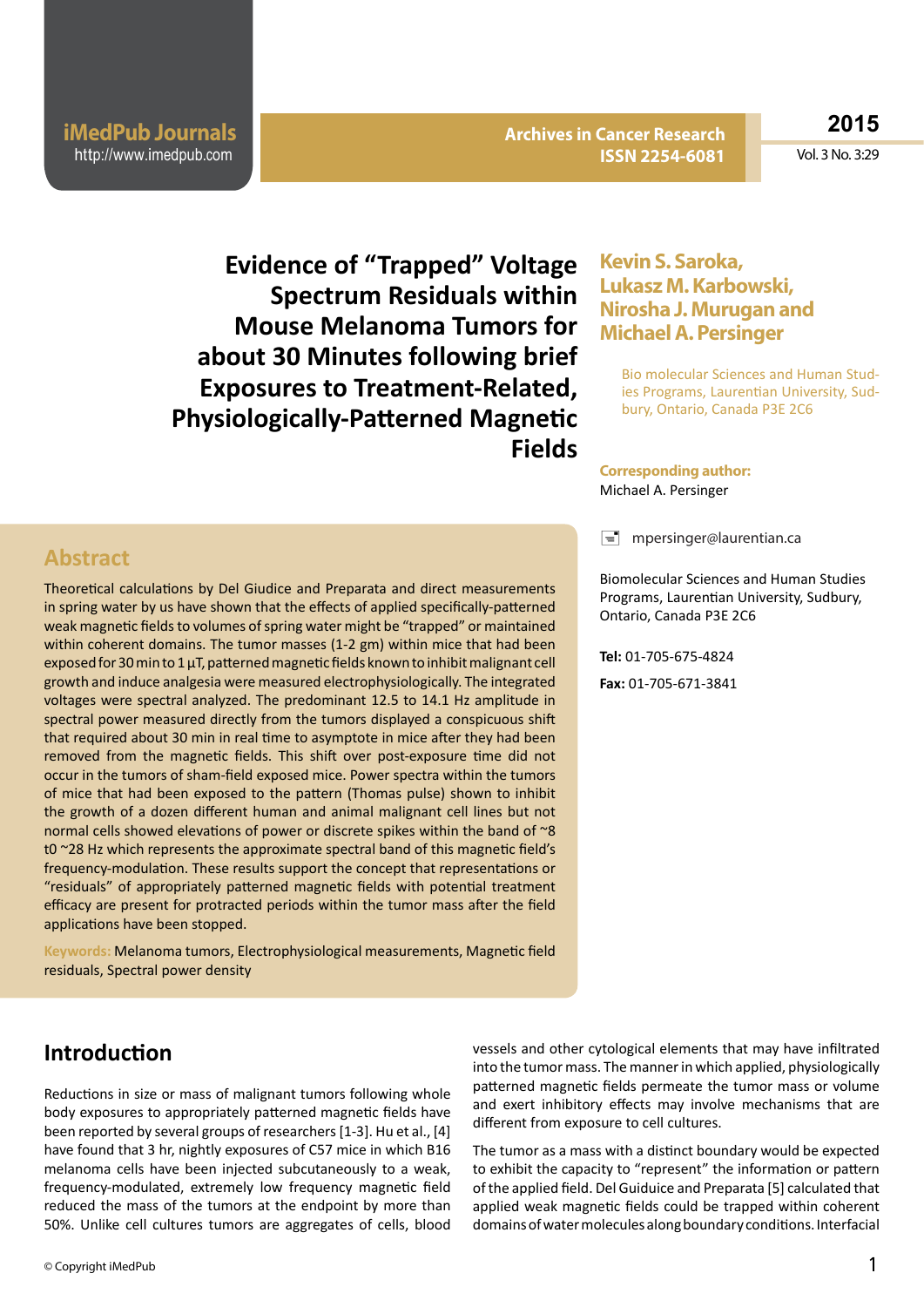# Evidence of "Trapped" Voltage Spectrum Residuals within Mouse Melanoma Tumors for about 30 Minutes following brief Exposures to Treatment-Related, Physiologically-Patterned Magnetic Fields

**Kevin S. Saroka, Lukasz M. Karbowski, Nirosha J. Murugan and Michael A. Persinger**

Bio molecular Sciences and Human Studies Programs, Laurentian University, Sudbury, Ontario, Canada P3E 2C6

**Corresponding author:** Michael A. Persinger

mpersinger@laurentian.ca

Biomolecular Sciences and Human Studies Programs, Laurentian University, Sudbury, Ontario, Canada P3E 2C6

**Tel:** 01-705-675-4824

**Fax:** 01-705-671-3841

## Abstract

Theoretical calculations by Del Giudice and Preparata and direct measurements in spring water by us have shown that the effects of applied specifically-patterned weak magnetic fields to volumes of spring water might be "trapped" or maintained within coherent domains. The tumor masses (1-2 gm) within mice that had been exposed for 30 min to 1 µT, patterned magnetic fields known to inhibit malignant cell growth and induce analgesia were measured electrophysiologically. The integrated voltages were spectral analyzed. The predominant 12.5 to 14.1 Hz amplitude in spectral power measured directly from the tumors displayed a conspicuous shift that required about 30 min in real time to asymptote in mice after they had been removed from the magnetic fields. This shift over post-exposure time did not occur in the tumors of sham-field exposed mice. Power spectra within the tumors of mice that had been exposed to the pattern (Thomas pulse) shown to inhibit the growth of a dozen different human and animal malignant cell lines but not normal cells showed elevations of power or discrete spikes within the band of ~8 t0 ~28 Hz which represents the approximate spectral band of this magnetic field's frequency-modulation. These results support the concept that representations or "residuals" of appropriately patterned magnetic fields with potential treatment efficacy are present for protracted periods within the tumor mass after the field applications have been stopped.

**Keywords:** Melanoma tumors, Electrophysiological measurements, Magnetic field residuals, Spectral power density

## Introduction

Reductions in size or mass of malignant tumors following whole body exposures to appropriately patterned magnetic fields have been reported by several groups of researchers [1-3]. Hu et al., [4] have found that 3 hr, nightly exposures of C57 mice in which B16 melanoma cells have been injected subcutaneously to a weak, frequency-modulated, extremely low frequency magnetic field reduced the mass of the tumors at the endpoint by more than 50%. Unlike cell cultures tumors are aggregates of cells, blood vessels and other cytological elements that may have infiltrated into the tumor mass. The manner in which applied, physiologically patterned magnetic fields permeate the tumor mass or volume and exert inhibitory effects may involve mechanisms that are different from exposure to cell cultures.

The tumor as a mass with a distinct boundary would be expected to exhibit the capacity to "represent" the information or pattern of the applied field. Del Guiduice and Preparata [5] calculated that applied weak magnetic fields could be trapped within coherent domains of water molecules along boundary conditions. Interfacial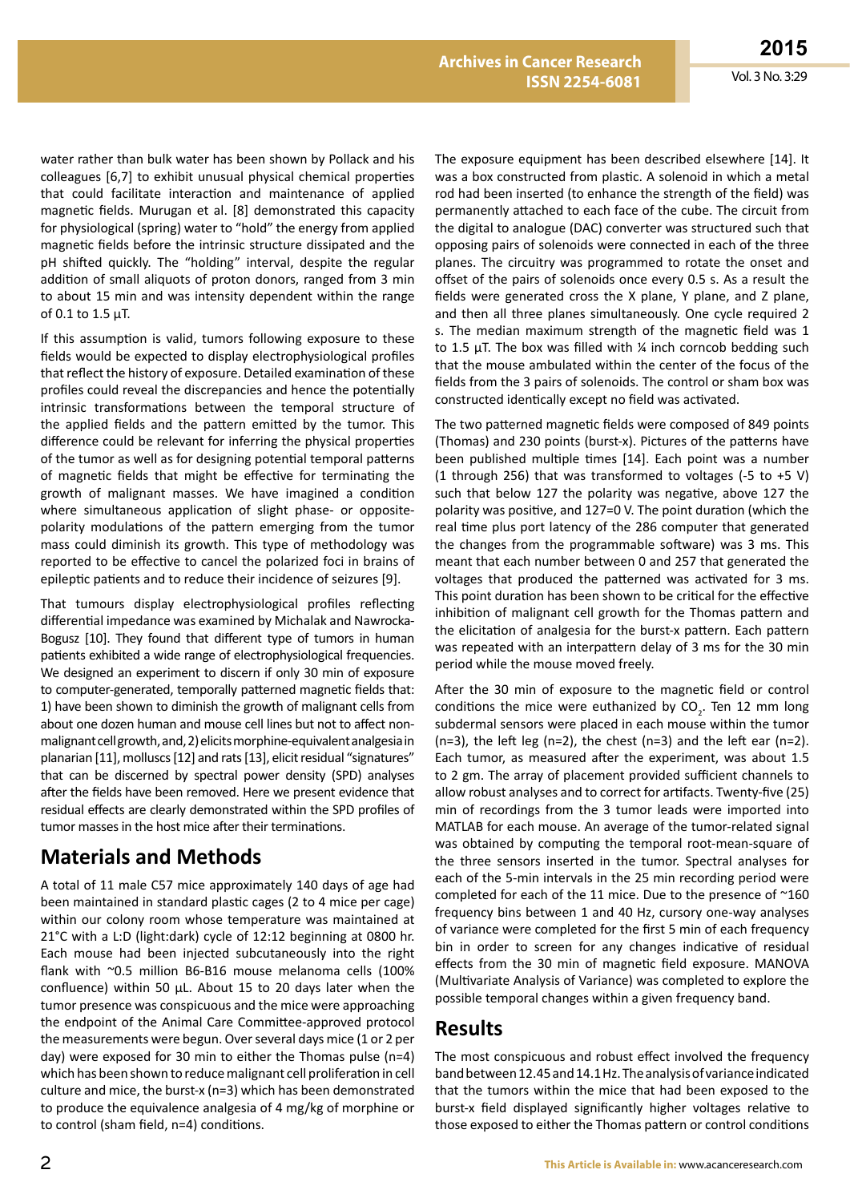water rather than bulk water has been shown by Pollack and his colleagues [6,7] to exhibit unusual physical chemical properties that could facilitate interaction and maintenance of applied magnetic fields. Murugan et al. [8] demonstrated this capacity for physiological (spring) water to "hold" the energy from applied magnetic fields before the intrinsic structure dissipated and the pH shifted quickly. The "holding" interval, despite the regular addition of small aliquots of proton donors, ranged from 3 min to about 15 min and was intensity dependent within the range of 0.1 to 1.5 µT.

If this assumption is valid, tumors following exposure to these fields would be expected to display electrophysiological profiles that reflect the history of exposure. Detailed examination of these profiles could reveal the discrepancies and hence the potentially intrinsic transformations between the temporal structure of the applied fields and the pattern emitted by the tumor. This difference could be relevant for inferring the physical properties of the tumor as well as for designing potential temporal patterns of magnetic fields that might be effective for terminating the growth of malignant masses. We have imagined a condition where simultaneous application of slight phase- or opposite-polarity modulations of the pattern emerging from the tumor mass could diminish its growth. This type of methodology was reported to be effective to cancel the polarized foci in brains of epileptic patients and to reduce their incidence of seizures [9].

That tumours display electrophysiological profiles reflecting differential impedance was examined by Michalak and Nawrocka-Bogusz [10]. They found that different type of tumors in human patients exhibited a wide range of electrophysiological frequencies. We designed an experiment to discern if only 30 min of exposure to computer-generated, temporally patterned magnetic fields that: 1) have been shown to diminish the growth of malignant cells from about one dozen human and mouse cell lines but not to affect non-malignant cell growth, and, 2) elicits morphine-equivalent analgesia in planarian [11], molluscs [12] and rats [13], elicit residual "signatures" that can be discerned by spectral power density (SPD) analyses after the fields have been removed. Here we present evidence that residual effects are clearly demonstrated within the SPD profiles of tumor masses in the host mice after their terminations.

## Materials and Methods

A total of 11 male C57 mice approximately 140 days of age had been maintained in standard plastic cages (2 to 4 mice per cage) within our colony room whose temperature was maintained at 21°C with a L:D (light:dark) cycle of 12:12 beginning at 0800 hr. Each mouse had been injected subcutaneously into the right flank with ~0.5 million B6-B16 mouse melanoma cells (100% confluence) within 50 µL. About 15 to 20 days later when the tumor presence was conspicuous and the mice were approaching the endpoint of the Animal Care Committee-approved protocol the measurements were begun. Over several days mice (1 or 2 per day) were exposed for 30 min to either the Thomas pulse (n=4) which has been shown to reduce malignant cell proliferation in cell culture and mice, the burst-x (n=3) which has been demonstrated to produce the equivalence analgesia of 4 mg/kg of morphine or to control (sham field, n=4) conditions.

The exposure equipment has been described elsewhere [14]. It was a box constructed from plastic. A solenoid in which a metal rod had been inserted (to enhance the strength of the field) was permanently attached to each face of the cube. The circuit from the digital to analogue (DAC) converter was structured such that opposing pairs of solenoids were connected in each of the three planes. The circuitry was programmed to rotate the onset and offset of the pairs of solenoids once every 0.5 s. As a result the fields were generated cross the X plane, Y plane, and Z plane, and then all three planes simultaneously. One cycle required 2 s. The median maximum strength of the magnetic field was 1 to 1.5 µT. The box was filled with ¼ inch corncob bedding such that the mouse ambulated within the center of the focus of the fields from the 3 pairs of solenoids. The control or sham box was constructed identically except no field was activated.

The two patterned magnetic fields were composed of 849 points (Thomas) and 230 points (burst-x). Pictures of the patterns have been published multiple times [14]. Each point was a number (1 through 256) that was transformed to voltages (-5 to +5 V) such that below 127 the polarity was negative, above 127 the polarity was positive, and 127=0 V. The point duration (which the real time plus port latency of the 286 computer that generated the changes from the programmable software) was 3 ms. This meant that each number between 0 and 257 that generated the voltages that produced the patterned was activated for 3 ms. This point duration has been shown to be critical for the effective inhibition of malignant cell growth for the Thomas pattern and the elicitation of analgesia for the burst-x pattern. Each pattern was repeated with an interpattern delay of 3 ms for the 30 min period while the mouse moved freely.

After the 30 min of exposure to the magnetic field or control conditions the mice were euthanized by $CO_2$. Ten 12 mm long subdermal sensors were placed in each mouse within the tumor (n=3), the left leg (n=2), the chest (n=3) and the left ear (n=2). Each tumor, as measured after the experiment, was about 1.5 to 2 gm. The array of placement provided sufficient channels to allow robust analyses and to correct for artifacts. Twenty-five (25) min of recordings from the 3 tumor leads were imported into MATLAB for each mouse. An average of the tumor-related signal was obtained by computing the temporal root-mean-square of the three sensors inserted in the tumor. Spectral analyses for each of the 5-min intervals in the 25 min recording period were completed for each of the 11 mice. Due to the presence of ~160 frequency bins between 1 and 40 Hz, cursory one-way analyses of variance were completed for the first 5 min of each frequency bin in order to screen for any changes indicative of residual effects from the 30 min of magnetic field exposure. MANOVA (Multivariate Analysis of Variance) was completed to explore the possible temporal changes within a given frequency band.

## Results

The most conspicuous and robust effect involved the frequency band between 12.45 and 14.1 Hz. The analysis of variance indicated that the tumors within the mice that had been exposed to the burst-x field displayed significantly higher voltages relative to those exposed to either the Thomas pattern or control conditions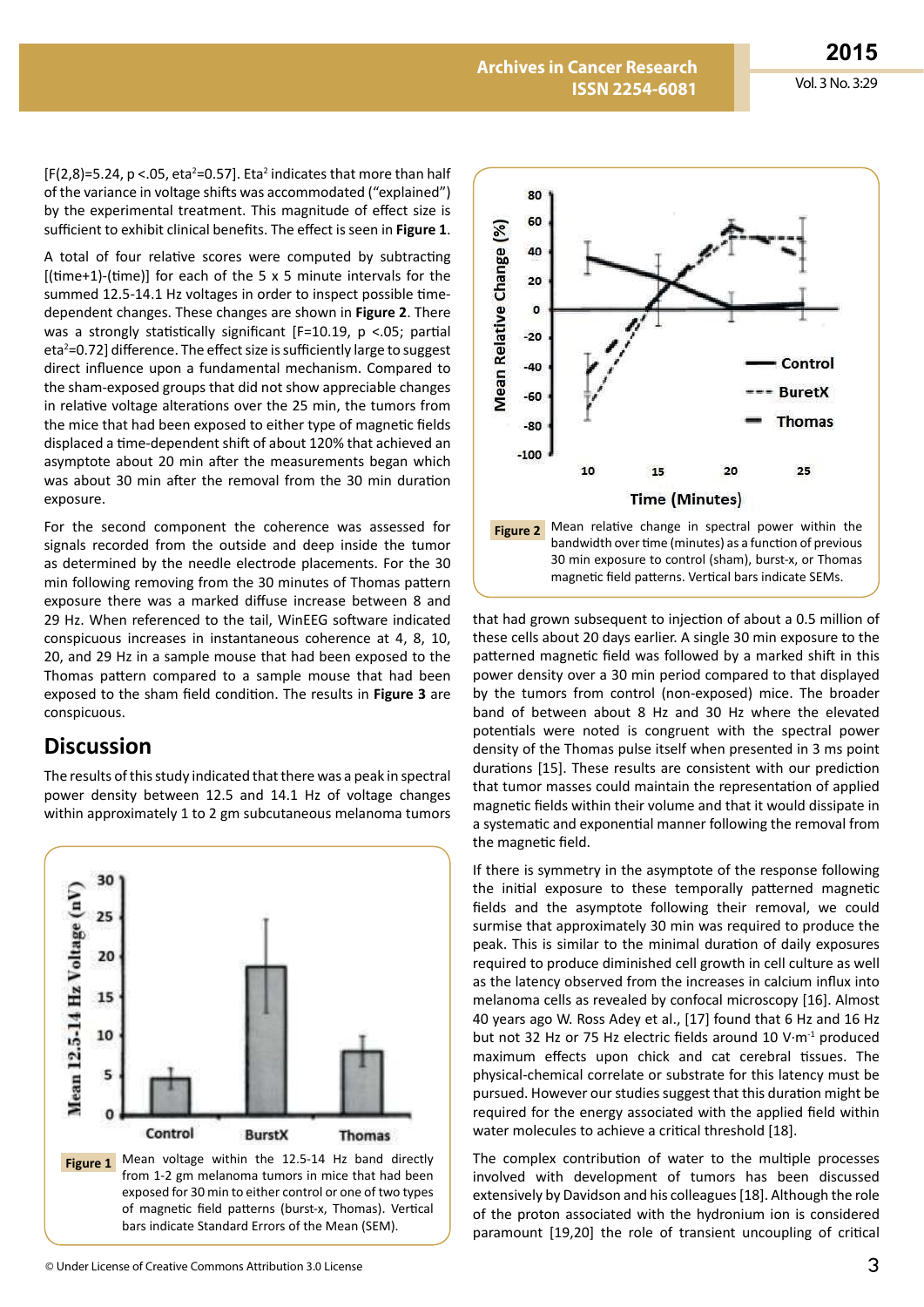[F(2,8)=5.24, p <.05, eta$^2$=0.57]. Eta$^2$ indicates that more than half of the variance in voltage shifts was accommodated ("explained") by the experimental treatment. This magnitude of effect size is sufficient to exhibit clinical benefits. The effect is seen in **Figure 1**.

A total of four relative scores were computed by subtracting [(time+1)-(time)] for each of the 5 x 5 minute intervals for the summed 12.5-14.1 Hz voltages in order to inspect possible time-dependent changes. These changes are shown in **Figure 2**. There was a strongly statistically significant [F=10.19, p <.05; partial eta$^2$=0.72] difference. The effect size is sufficiently large to suggest direct influence upon a fundamental mechanism. Compared to the sham-exposed groups that did not show appreciable changes in relative voltage alterations over the 25 min, the tumors from the mice that had been exposed to either type of magnetic fields displaced a time-dependent shift of about 120% that achieved an asymptote about 20 min after the measurements began which was about 30 min after the removal from the 30 min duration exposure.

For the second component the coherence was assessed for signals recorded from the outside and deep inside the tumor as determined by the needle electrode placements. For the 30 min following removing from the 30 minutes of Thomas pattern exposure there was a marked diffuse increase between 8 and 29 Hz. When referenced to the tail, WinEEG software indicated conspicuous increases in instantaneous coherence at 4, 8, 10, 20, and 29 Hz in a sample mouse that had been exposed to the Thomas pattern compared to a sample mouse that had been exposed to the sham field condition. The results in **Figure 3** are conspicuous.

## Discussion

The results of this study indicated that there was a peak in spectral power density between 12.5 and 14.1 Hz of voltage changes within approximately 1 to 2 gm subcutaneous melanoma tumors that had grown subsequent to injection of about a 0.5 million of these cells about 20 days earlier. A single 30 min exposure to the patterned magnetic field was followed by a marked shift in this power density over a 30 min period compared to that displayed by the tumors from control (non-exposed) mice. The broader band of between about 8 Hz and 30 Hz where the elevated potentials were noted is congruent with the spectral power density of the Thomas pulse itself when presented in 3 ms point durations [15]. These results are consistent with our prediction that tumor masses could maintain the representation of applied magnetic fields within their volume and that it would dissipate in a systematic and exponential manner following the removal from the magnetic field.

**Figure 1** Mean voltage within the 12.5-14 Hz band directly from 1-2 gm melanoma tumors in mice that had been exposed for 30 min to either control or one of two types of magnetic field patterns (burst-x, Thomas). Vertical bars indicate Standard Errors of the Mean (SEM).

**Figure 2** Mean relative change in spectral power within the bandwidth over time (minutes) as a function of previous 30 min exposure to control (sham), burst-x, or Thomas magnetic field patterns. Vertical bars indicate SEMs.

If there is symmetry in the asymptote of the response following the initial exposure to these temporally patterned magnetic fields and the asymptote following their removal, we could surmise that approximately 30 min was required to produce the peak. This is similar to the minimal duration of daily exposures required to produce diminished cell growth in cell culture as well as the latency observed from the increases in calcium influx into melanoma cells as revealed by confocal microscopy [16]. Almost 40 years ago W. Ross Adey et al., [17] found that 6 Hz and 16 Hz but not 32 Hz or 75 Hz electric fields around 10 V·m$^{-1}$ produced maximum effects upon chick and cat cerebral tissues. The physical-chemical correlate or substrate for this latency must be pursued. However our studies suggest that this duration might be required for the energy associated with the applied field within water molecules to achieve a critical threshold [18].

The complex contribution of water to the multiple processes involved with development of tumors has been discussed extensively by Davidson and his colleagues [18]. Although the role of the proton associated with the hydronium ion is considered paramount [19,20] the role of transient uncoupling of critical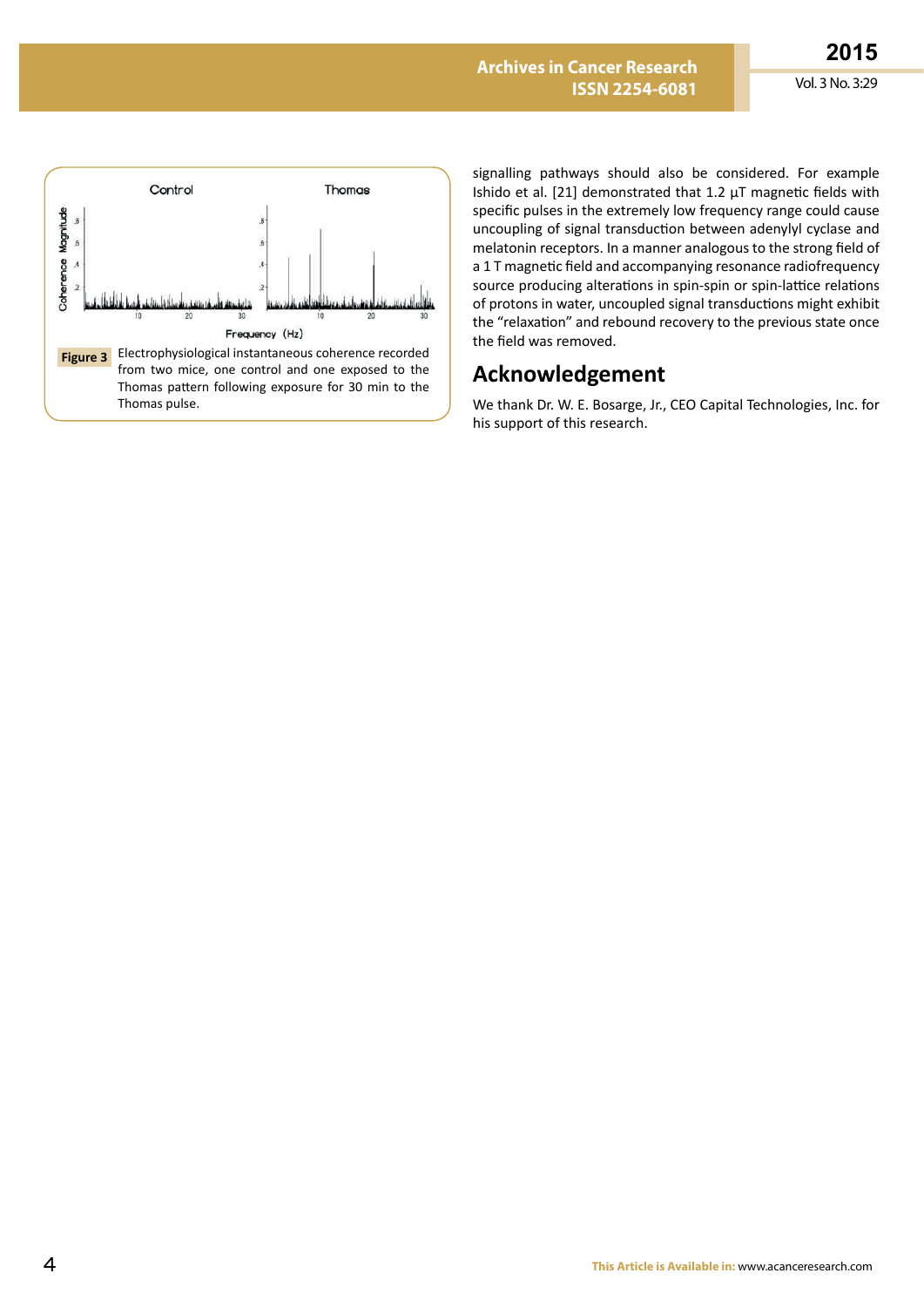Figure 3 Electrophysiological instantaneous coherence recorded from two mice, one control and one exposed to the Thomas pattern following exposure for 30 min to the Thomas pulse.

signalling pathways should also be considered. For example Ishido et al. [21] demonstrated that 1.2 µT magnetic fields with specific pulses in the extremely low frequency range could cause uncoupling of signal transduction between adenylyl cyclase and melatonin receptors. In a manner analogous to the strong field of a 1 T magnetic field and accompanying resonance radiofrequency source producing alterations in spin-spin or spin-lattice relations of protons in water, uncoupled signal transductions might exhibit the "relaxation" and rebound recovery to the previous state once the field was removed.

## Acknowledgement

We thank Dr. W. E. Bosarge, Jr., CEO Capital Technologies, Inc. for his support of this research.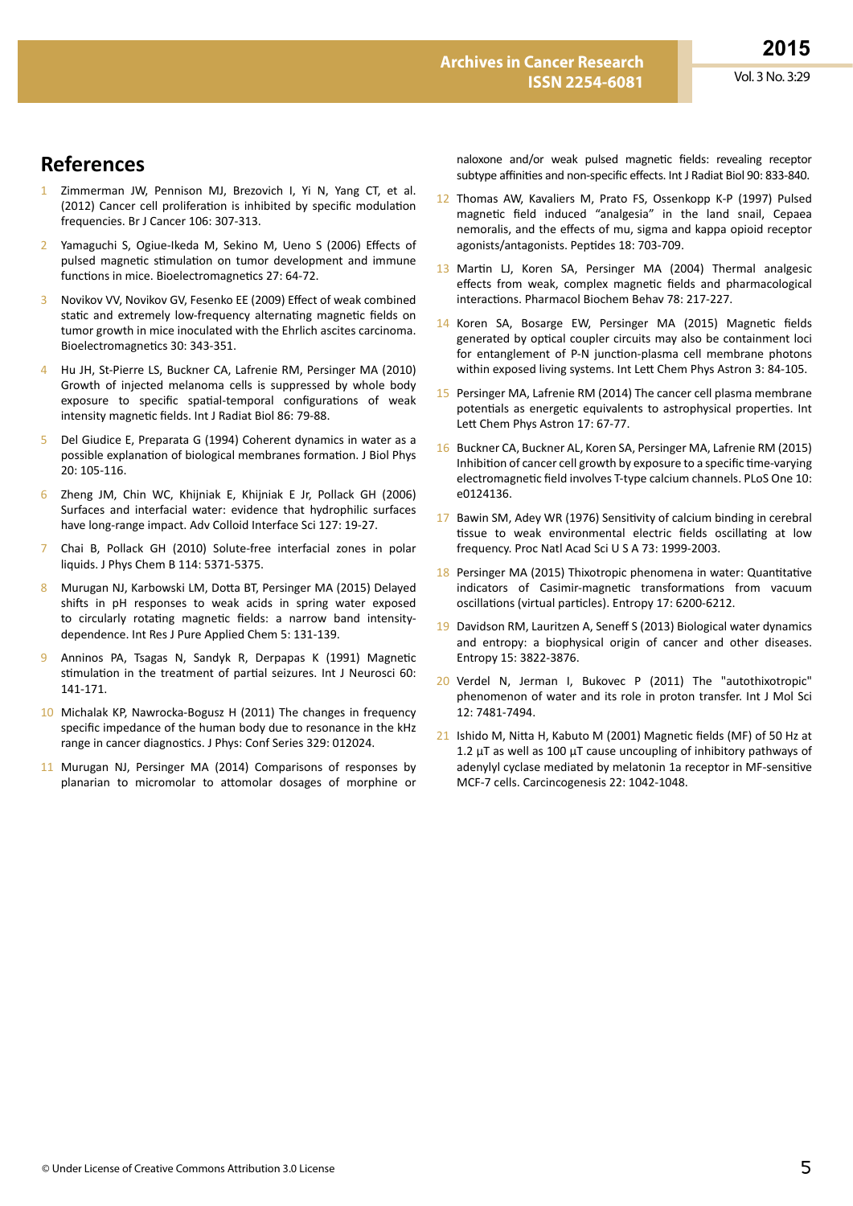## References

1. Zimmerman JW, Pennison MJ, Brezovich I, Yi N, Yang CT, et al. (2012) Cancer cell proliferation is inhibited by specific modulation frequencies. Br J Cancer 106: 307-313.

2. Yamaguchi S, Ogiue-Ikeda M, Sekino M, Ueno S (2006) Effects of pulsed magnetic stimulation on tumor development and immune functions in mice. Bioelectromagnetics 27: 64-72.

3. Novikov VV, Novikov GV, Fesenko EE (2009) Effect of weak combined static and extremely low-frequency alternating magnetic fields on tumor growth in mice inoculated with the Ehrlich ascites carcinoma. Bioelectromagnetics 30: 343-351.

4. Hu JH, St-Pierre LS, Buckner CA, Lafrenie RM, Persinger MA (2010) Growth of injected melanoma cells is suppressed by whole body exposure to specific spatial-temporal configurations of weak intensity magnetic fields. Int J Radiat Biol 86: 79-88.

5. Del Giudice E, Preparata G (1994) Coherent dynamics in water as a possible explanation of biological membranes formation. J Biol Phys 20: 105-116.

6. Zheng JM, Chin WC, Khijniak E, Khijniak E Jr, Pollack GH (2006) Surfaces and interfacial water: evidence that hydrophilic surfaces have long-range impact. Adv Colloid Interface Sci 127: 19-27.

7. Chai B, Pollack GH (2010) Solute-free interfacial zones in polar liquids. J Phys Chem B 114: 5371-5375.

8. Murugan NJ, Karbowski LM, Dotta BT, Persinger MA (2015) Delayed shifts in pH responses to weak acids in spring water exposed to circularly rotating magnetic fields: a narrow band intensity-dependence. Int Res J Pure Applied Chem 5: 131-139.

9. Anninos PA, Tsagas N, Sandyk R, Derpapas K (1991) Magnetic stimulation in the treatment of partial seizures. Int J Neurosci 60: 141-171.

10. Michalak KP, Nawrocka-Bogusz H (2011) The changes in frequency specific impedance of the human body due to resonance in the kHz range in cancer diagnostics. J Phys: Conf Series 329: 012024.

11. Murugan NJ, Persinger MA (2014) Comparisons of responses by planarian to micromolar to attomolar dosages of morphine or naloxone and/or weak pulsed magnetic fields: revealing receptor subtype affinities and non-specific effects. Int J Radiat Biol 90: 833-840.

12. Thomas AW, Kavaliers M, Prato FS, Ossenkopp K-P (1997) Pulsed magnetic field induced "analgesia" in the land snail, Cepaea nemoralis, and the effects of mu, sigma and kappa opioid receptor agonists/antagonists. Peptides 18: 703-709.

13. Martin LJ, Koren SA, Persinger MA (2004) Thermal analgesic effects from weak, complex magnetic fields and pharmacological interactions. Pharmacol Biochem Behav 78: 217-227.

14. Koren SA, Bosarge EW, Persinger MA (2015) Magnetic fields generated by optical coupler circuits may also be containment loci for entanglement of P-N junction-plasma cell membrane photons within exposed living systems. Int Lett Chem Phys Astron 3: 84-105.

15. Persinger MA, Lafrenie RM (2014) The cancer cell plasma membrane potentials as energetic equivalents to astrophysical properties. Int Lett Chem Phys Astron 17: 67-77.

16. Buckner CA, Buckner AL, Koren SA, Persinger MA, Lafrenie RM (2015) Inhibition of cancer cell growth by exposure to a specific time-varying electromagnetic field involves T-type calcium channels. PLoS One 10: e0124136.

17. Bawin SM, Adey WR (1976) Sensitivity of calcium binding in cerebral tissue to weak environmental electric fields oscillating at low frequency. Proc Natl Acad Sci U S A 73: 1999-2003.

18. Persinger MA (2015) Thixotropic phenomena in water: Quantitative indicators of Casimir-magnetic transformations from vacuum oscillations (virtual particles). Entropy 17: 6200-6212.

19. Davidson RM, Lauritzen A, Seneff S (2013) Biological water dynamics and entropy: a biophysical origin of cancer and other diseases. Entropy 15: 3822-3876.

20. Verdel N, Jerman I, Bukovec P (2011) The "autothixotropic" phenomenon of water and its role in proton transfer. Int J Mol Sci 12: 7481-7494.

21. Ishido M, Nitta H, Kabuto M (2001) Magnetic fields (MF) of 50 Hz at 1.2 µT as well as 100 µT cause uncoupling of inhibitory pathways of adenylyl cyclase mediated by melatonin 1a receptor in MF-sensitive MCF-7 cells. Carcinogenesis 22: 1042-1048.

© Under License of Creative Commons Attribution 3.0 License